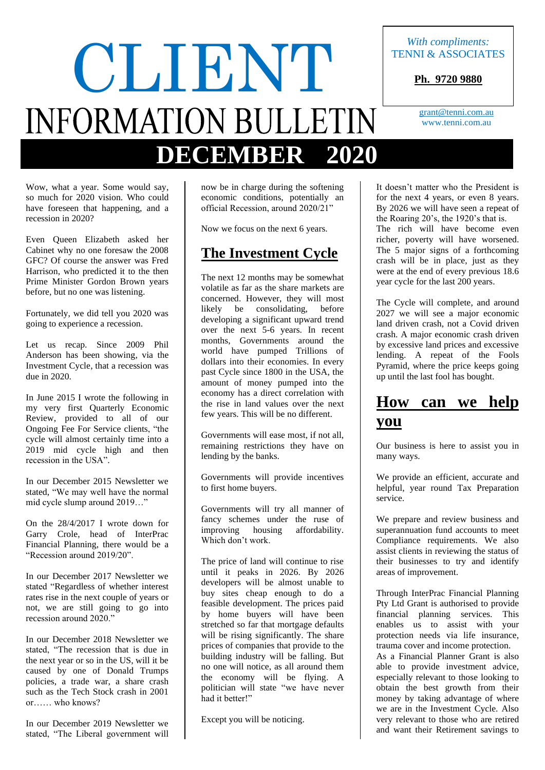# CLIENT INFORMATION BULLETIN

*With compliments:*
TENNI & ASSOCIATES

**Ph. 9720 9880**

grant@tenni.com.au
www.tenni.com.au

## DECEMBER 2020

Wow, what a year. Some would say, so much for 2020 vision. Who could have foreseen that happening, and a recession in 2020?

Even Queen Elizabeth asked her Cabinet why no one foresaw the 2008 GFC? Of course the answer was Fred Harrison, who predicted it to the then Prime Minister Gordon Brown years before, but no one was listening.

Fortunately, we did tell you 2020 was going to experience a recession.

Let us recap. Since 2009 Phil Anderson has been showing, via the Investment Cycle, that a recession was due in 2020.

In June 2015 I wrote the following in my very first Quarterly Economic Review, provided to all of our Ongoing Fee For Service clients, "the cycle will almost certainly time into a 2019 mid cycle high and then recession in the USA".

In our December 2015 Newsletter we stated, "We may well have the normal mid cycle slump around 2019…"

On the 28/4/2017 I wrote down for Garry Crole, head of InterPrac Financial Planning, there would be a "Recession around 2019/20".

In our December 2017 Newsletter we stated "Regardless of whether interest rates rise in the next couple of years or not, we are still going to go into recession around 2020."

In our December 2018 Newsletter we stated, "The recession that is due in the next year or so in the US, will it be caused by one of Donald Trumps policies, a trade war, a share crash such as the Tech Stock crash in 2001 or…… who knows?

In our December 2019 Newsletter we stated, "The Liberal government will now be in charge during the softening economic conditions, potentially an official Recession, around 2020/21"

Now we focus on the next 6 years.

## The Investment Cycle

The next 12 months may be somewhat volatile as far as the share markets are concerned. However, they will most likely be consolidating, before developing a significant upward trend over the next 5-6 years. In recent months, Governments around the world have pumped Trillions of dollars into their economies. In every past Cycle since 1800 in the USA, the amount of money pumped into the economy has a direct correlation with the rise in land values over the next few years. This will be no different.

Governments will ease most, if not all, remaining restrictions they have on lending by the banks.

Governments will provide incentives to first home buyers.

Governments will try all manner of fancy schemes under the ruse of improving housing affordability. Which don't work.

The price of land will continue to rise until it peaks in 2026. By 2026 developers will be almost unable to buy sites cheap enough to do a feasible development. The prices paid by home buyers will have been stretched so far that mortgage defaults will be rising significantly. The share prices of companies that provide to the building industry will be falling. But no one will notice, as all around them the economy will be flying. A politician will state "we have never had it better!"

Except you will be noticing.

It doesn't matter who the President is for the next 4 years, or even 8 years. By 2026 we will have seen a repeat of the Roaring 20's, the 1920's that is. The rich will have become even richer, poverty will have worsened. The 5 major signs of a forthcoming crash will be in place, just as they were at the end of every previous 18.6 year cycle for the last 200 years.

The Cycle will complete, and around 2027 we will see a major economic land driven crash, not a Covid driven crash. A major economic crash driven by excessive land prices and excessive lending. A repeat of the Fools Pyramid, where the price keeps going up until the last fool has bought.

## How can we help you

Our business is here to assist you in many ways.

We provide an efficient, accurate and helpful, year round Tax Preparation service.

We prepare and review business and superannuation fund accounts to meet Compliance requirements. We also assist clients in reviewing the status of their businesses to try and identify areas of improvement.

Through InterPrac Financial Planning Pty Ltd Grant is authorised to provide financial planning services. This enables us to assist with your protection needs via life insurance, trauma cover and income protection.
As a Financial Planner Grant is also able to provide investment advice, especially relevant to those looking to obtain the best growth from their money by taking advantage of where we are in the Investment Cycle. Also very relevant to those who are retired and want their Retirement savings to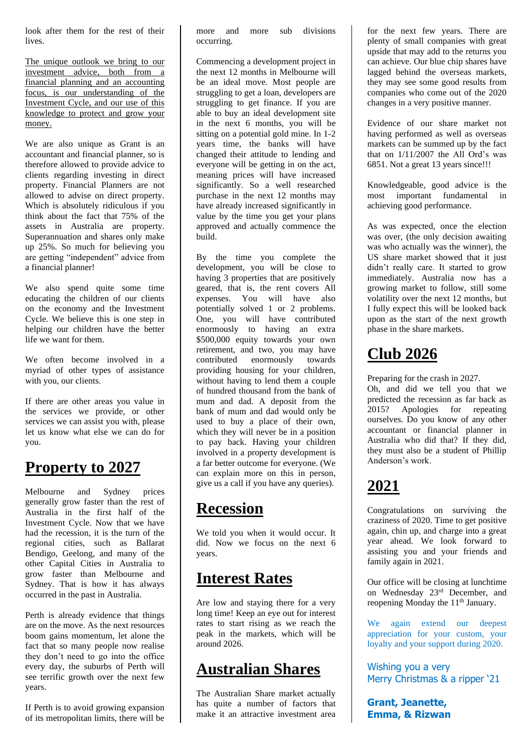look after them for the rest of their lives.

The unique outlook we bring to our investment advice, both from a financial planning and an accounting focus, is our understanding of the Investment Cycle, and our use of this knowledge to protect and grow your money.

We are also unique as Grant is an accountant and financial planner, so is therefore allowed to provide advice to clients regarding investing in direct property. Financial Planners are not allowed to advise on direct property. Which is absolutely ridiculous if you think about the fact that 75% of the assets in Australia are property. Superannuation and shares only make up 25%. So much for believing you are getting "independent" advice from a financial planner!

We also spend quite some time educating the children of our clients on the economy and the Investment Cycle. We believe this is one step in helping our children have the better life we want for them.

We often become involved in a myriad of other types of assistance with you, our clients.

If there are other areas you value in the services we provide, or other services we can assist you with, please let us know what else we can do for you.

# Property to 2027

Melbourne and Sydney prices generally grow faster than the rest of Australia in the first half of the Investment Cycle. Now that we have had the recession, it is the turn of the regional cities, such as Ballarat Bendigo, Geelong, and many of the other Capital Cities in Australia to grow faster than Melbourne and Sydney. That is how it has always occurred in the past in Australia.

Perth is already evidence that things are on the move. As the next resources boom gains momentum, let alone the fact that so many people now realise they don't need to go into the office every day, the suburbs of Perth will see terrific growth over the next few years.

If Perth is to avoid growing expansion of its metropolitan limits, there will be more and more sub divisions occurring.

Commencing a development project in the next 12 months in Melbourne will be an ideal move. Most people are struggling to get a loan, developers are struggling to get finance. If you are able to buy an ideal development site in the next 6 months, you will be sitting on a potential gold mine. In 1-2 years time, the banks will have changed their attitude to lending and everyone will be getting in on the act, meaning prices will have increased significantly. So a well researched purchase in the next 12 months may have already increased significantly in value by the time you get your plans approved and actually commence the build.

By the time you complete the development, you will be close to having 3 properties that are positively geared, that is, the rent covers All expenses. You will have also potentially solved 1 or 2 problems. One, you will have contributed enormously to having an extra $500,000 equity towards your own retirement, and two, you may have contributed enormously towards providing housing for your children, without having to lend them a couple of hundred thousand from the bank of mum and dad. A deposit from the bank of mum and dad would only be used to buy a place of their own, which they will never be in a position to pay back. Having your children involved in a property development is a far better outcome for everyone. (We can explain more on this in person, give us a call if you have any queries).

# Recession

We told you when it would occur. It did. Now we focus on the next 6 years.

# Interest Rates

Are low and staying there for a very long time! Keep an eye out for interest rates to start rising as we reach the peak in the markets, which will be around 2026.

# Australian Shares

The Australian Share market actually has quite a number of factors that make it an attractive investment area for the next few years. There are plenty of small companies with great upside that may add to the returns you can achieve. Our blue chip shares have lagged behind the overseas markets, they may see some good results from companies who come out of the 2020 changes in a very positive manner.

Evidence of our share market not having performed as well as overseas markets can be summed up by the fact that on 1/11/2007 the All Ord's was 6851. Not a great 13 years since!!!

Knowledgeable, good advice is the most important fundamental in achieving good performance.

As was expected, once the election was over, (the only decision awaiting was who actually was the winner), the US share market showed that it just didn't really care. It started to grow immediately. Australia now has a growing market to follow, still some volatility over the next 12 months, but I fully expect this will be looked back upon as the start of the next growth phase in the share markets.

# Club 2026

Preparing for the crash in 2027.
Oh, and did we tell you that we predicted the recession as far back as 2015? Apologies for repeating ourselves. Do you know of any other accountant or financial planner in Australia who did that? If they did, they must also be a student of Phillip Anderson's work.

# 2021

Congratulations on surviving the craziness of 2020. Time to get positive again, chin up, and charge into a great year ahead. We look forward to assisting you and your friends and family again in 2021.

Our office will be closing at lunchtime on Wednesday 23rd December, and reopening Monday the 11th January.

We again extend our deepest appreciation for your custom, your loyalty and your support during 2020.

Wishing you a very
Merry Christmas & a ripper '21

**Grant, Jeanette,**
**Emma, & Rizwan**